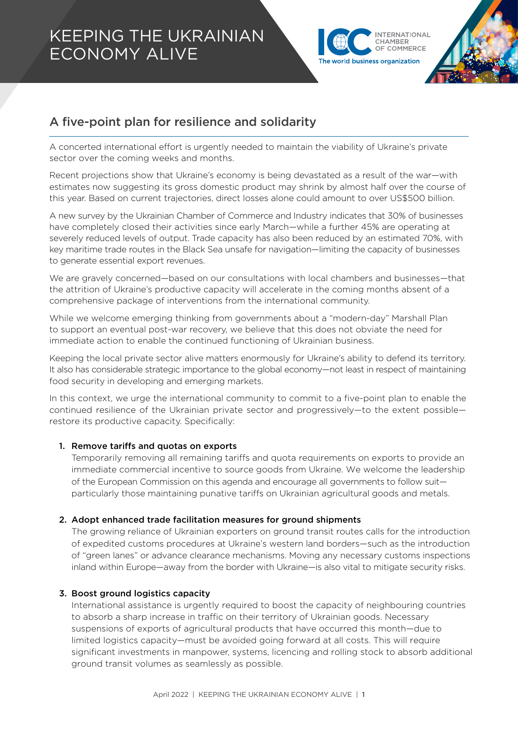# KEEPING THE UKRAINIAN ECONOMY ALIVE

## A five-point plan for resilience and solidarity

A concerted international effort is urgently needed to maintain the viability of Ukraine's private sector over the coming weeks and months.

Recent projections show that Ukraine's economy is being devastated as a result of the war—with estimates now suggesting its gross domestic product may shrink by almost half over the course of this year. Based on current trajectories, direct losses alone could amount to over US$500 billion.

A new survey by the Ukrainian Chamber of Commerce and Industry indicates that 30% of businesses have completely closed their activities since early March—while a further 45% are operating at severely reduced levels of output. Trade capacity has also been reduced by an estimated 70%, with key maritime trade routes in the Black Sea unsafe for navigation—limiting the capacity of businesses to generate essential export revenues.

We are gravely concerned—based on our consultations with local chambers and businesses—that the attrition of Ukraine's productive capacity will accelerate in the coming months absent of a comprehensive package of interventions from the international community.

While we welcome emerging thinking from governments about a "modern-day" Marshall Plan to support an eventual post-war recovery, we believe that this does not obviate the need for immediate action to enable the continued functioning of Ukrainian business.

Keeping the local private sector alive matters enormously for Ukraine's ability to defend its territory. It also has considerable strategic importance to the global economy—not least in respect of maintaining food security in developing and emerging markets.

In this context, we urge the international community to commit to a five-point plan to enable the continued resilience of the Ukrainian private sector and progressively—to the extent possible—restore its productive capacity. Specifically:

1. **Remove tariffs and quotas on exports**
   Temporarily removing all remaining tariffs and quota requirements on exports to provide an immediate commercial incentive to source goods from Ukraine. We welcome the leadership of the European Commission on this agenda and encourage all governments to follow suit—particularly those maintaining punative tariffs on Ukrainian agricultural goods and metals.

2. **Adopt enhanced trade facilitation measures for ground shipments**
   The growing reliance of Ukrainian exporters on ground transit routes calls for the introduction of expedited customs procedures at Ukraine's western land borders—such as the introduction of "green lanes" or advance clearance mechanisms. Moving any necessary customs inspections inland within Europe—away from the border with Ukraine—is also vital to mitigate security risks.

3. **Boost ground logistics capacity**
   International assistance is urgently required to boost the capacity of neighbouring countries to absorb a sharp increase in traffic on their territory of Ukrainian goods. Necessary suspensions of exports of agricultural products that have occurred this month—due to limited logistics capacity—must be avoided going forward at all costs. This will require significant investments in manpower, systems, licencing and rolling stock to absorb additional ground transit volumes as seamlessly as possible.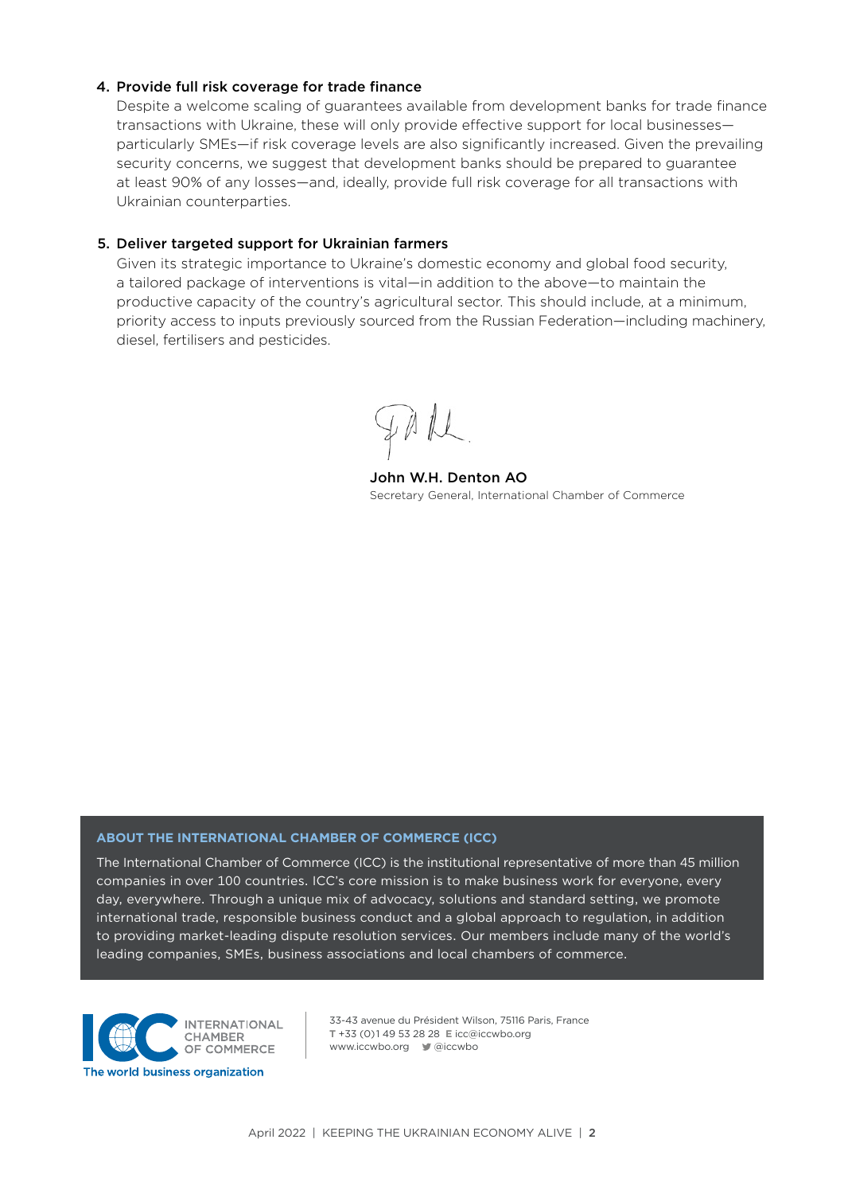4. **Provide full risk coverage for trade finance**

   Despite a welcome scaling of guarantees available from development banks for trade finance transactions with Ukraine, these will only provide effective support for local businesses—particularly SMEs—if risk coverage levels are also significantly increased. Given the prevailing security concerns, we suggest that development banks should be prepared to guarantee at least 90% of any losses—and, ideally, provide full risk coverage for all transactions with Ukrainian counterparties.

5. **Deliver targeted support for Ukrainian farmers**

   Given its strategic importance to Ukraine's domestic economy and global food security, a tailored package of interventions is vital—in addition to the above—to maintain the productive capacity of the country's agricultural sector. This should include, at a minimum, priority access to inputs previously sourced from the Russian Federation—including machinery, diesel, fertilisers and pesticides.

**John W.H. Denton AO**
Secretary General, International Chamber of Commerce

**ABOUT THE INTERNATIONAL CHAMBER OF COMMERCE (ICC)**

The International Chamber of Commerce (ICC) is the institutional representative of more than 45 million companies in over 100 countries. ICC's core mission is to make business work for everyone, every day, everywhere. Through a unique mix of advocacy, solutions and standard setting, we promote international trade, responsible business conduct and a global approach to regulation, in addition to providing market-leading dispute resolution services. Our members include many of the world's leading companies, SMEs, business associations and local chambers of commerce.

ICC INTERNATIONAL CHAMBER OF COMMERCE
The world business organization

33-43 avenue du Président Wilson, 75116 Paris, France
T +33 (0)1 49 53 28 28 E icc@iccwbo.org
www.iccwbo.org @iccwbo